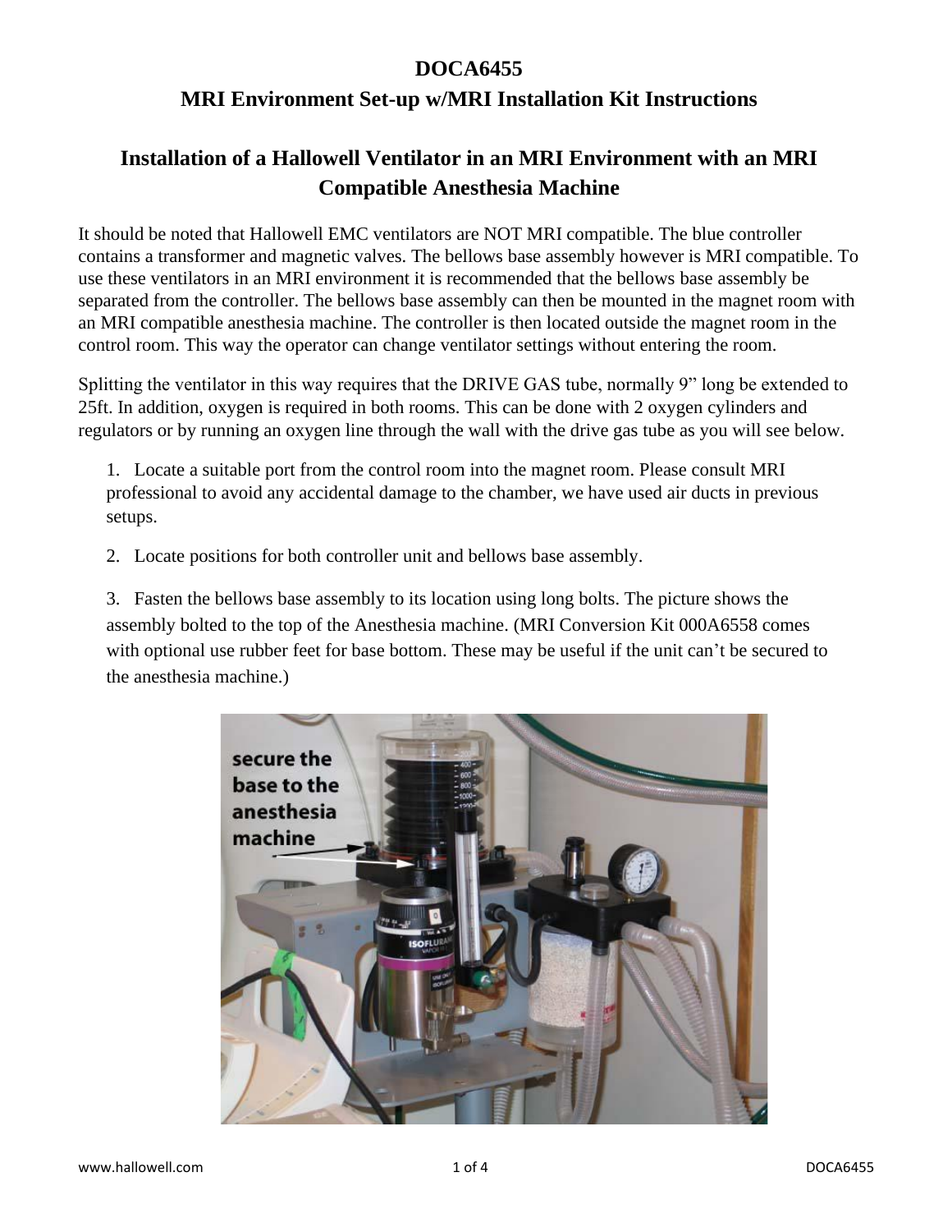# DOCA6455

## MRI Environment Set-up w/MRI Installation Kit Instructions

## Installation of a Hallowell Ventilator in an MRI Environment with an MRI Compatible Anesthesia Machine

It should be noted that Hallowell EMC ventilators are NOT MRI compatible. The blue controller contains a transformer and magnetic valves. The bellows base assembly however is MRI compatible. To use these ventilators in an MRI environment it is recommended that the bellows base assembly be separated from the controller. The bellows base assembly can then be mounted in the magnet room with an MRI compatible anesthesia machine. The controller is then located outside the magnet room in the control room. This way the operator can change ventilator settings without entering the room.

Splitting the ventilator in this way requires that the DRIVE GAS tube, normally 9" long be extended to 25ft. In addition, oxygen is required in both rooms. This can be done with 2 oxygen cylinders and regulators or by running an oxygen line through the wall with the drive gas tube as you will see below.

1. Locate a suitable port from the control room into the magnet room. Please consult MRI professional to avoid any accidental damage to the chamber, we have used air ducts in previous setups.

2. Locate positions for both controller unit and bellows base assembly.

3. Fasten the bellows base assembly to its location using long bolts. The picture shows the assembly bolted to the top of the Anesthesia machine. (MRI Conversion Kit 000A6558 comes with optional use rubber feet for base bottom. These may be useful if the unit can't be secured to the anesthesia machine.)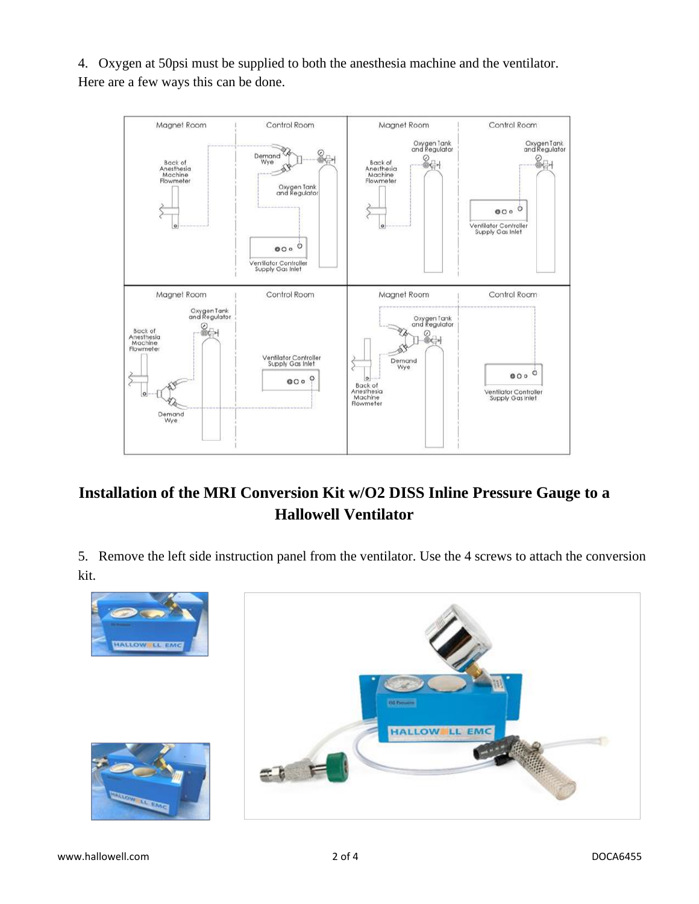4. Oxygen at 50psi must be supplied to both the anesthesia machine and the ventilator. Here are a few ways this can be done.

## Installation of the MRI Conversion Kit w/O2 DISS Inline Pressure Gauge to a Hallowell Ventilator

5. Remove the left side instruction panel from the ventilator. Use the 4 screws to attach the conversion kit.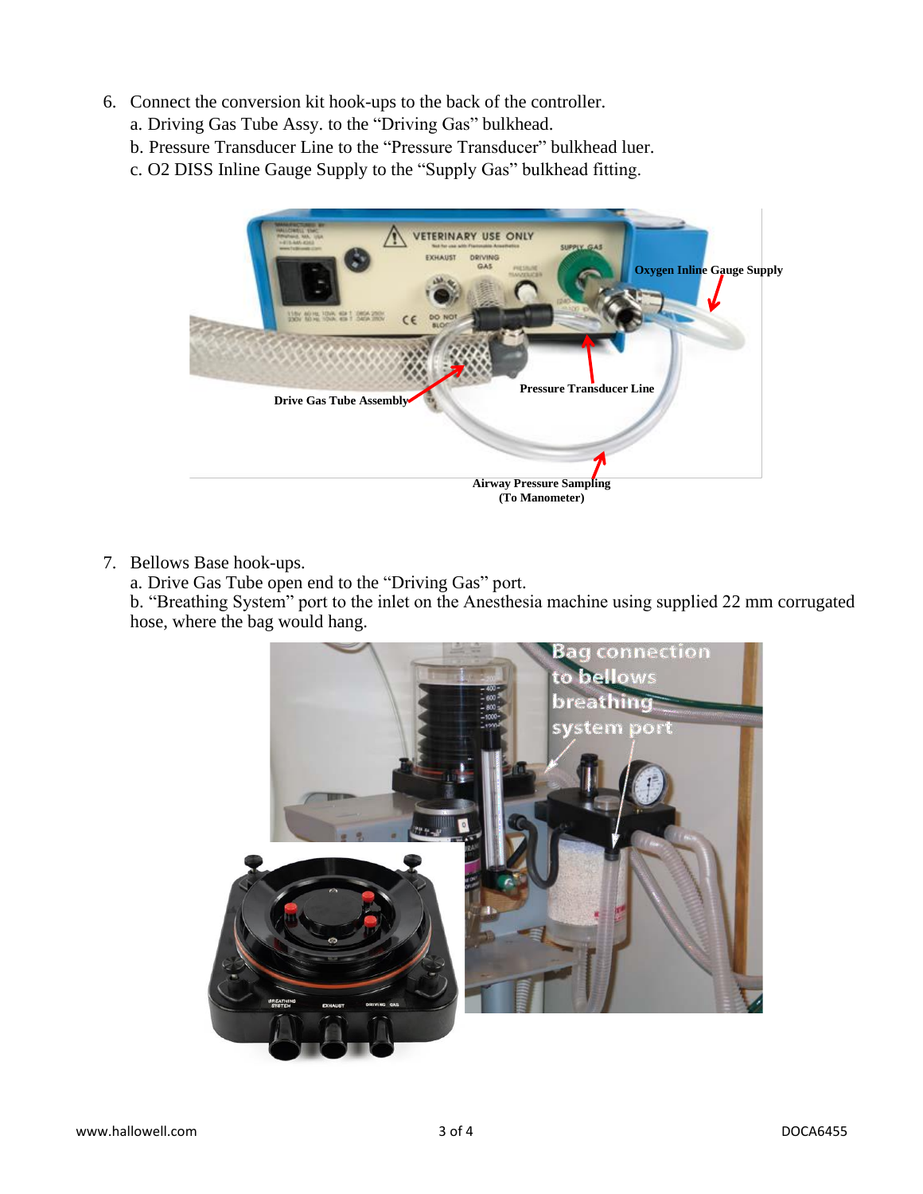6. Connect the conversion kit hook-ups to the back of the controller.
   a. Driving Gas Tube Assy. to the "Driving Gas" bulkhead.
   b. Pressure Transducer Line to the "Pressure Transducer" bulkhead luer.
   c. O2 DISS Inline Gauge Supply to the "Supply Gas" bulkhead fitting.

**Oxygen Inline Gauge Supply**

**Pressure Transducer Line**

**Drive Gas Tube Assembly**

**Airway Pressure Sampling (To Manometer)**

7. Bellows Base hook-ups.
   a. Drive Gas Tube open end to the "Driving Gas" port.
   b. "Breathing System" port to the inlet on the Anesthesia machine using supplied 22 mm corrugated hose, where the bag would hang.

Bag connection to bellows breathing system port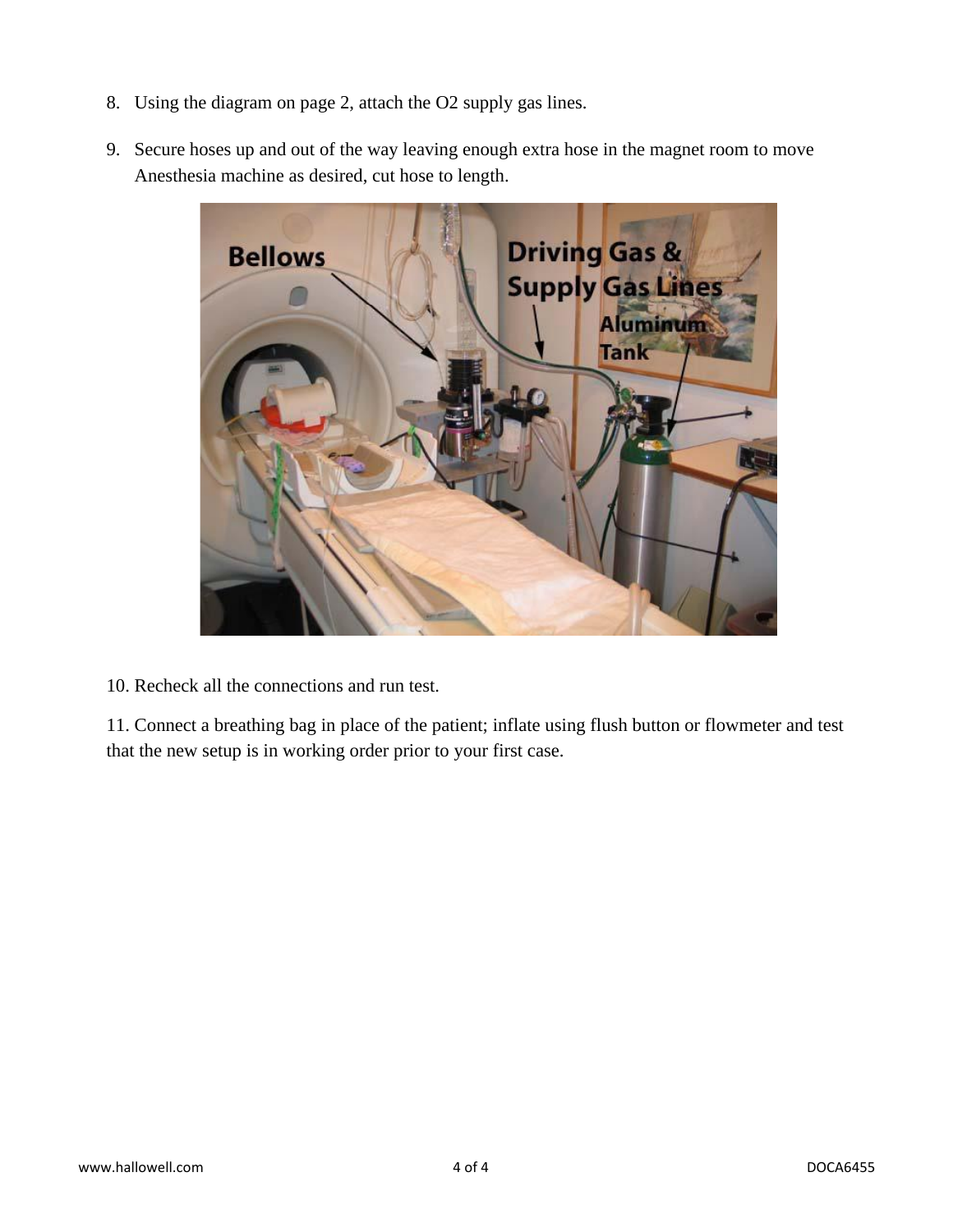8. Using the diagram on page 2, attach the O2 supply gas lines.

9. Secure hoses up and out of the way leaving enough extra hose in the magnet room to move Anesthesia machine as desired, cut hose to length.

10. Recheck all the connections and run test.

11. Connect a breathing bag in place of the patient; inflate using flush button or flowmeter and test that the new setup is in working order prior to your first case.